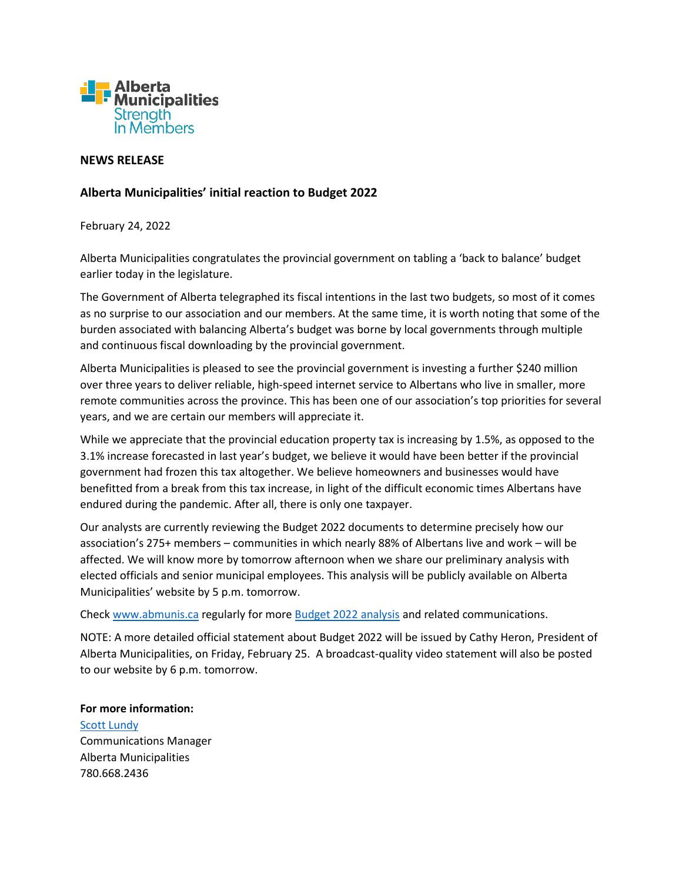Alberta Municipalities
Strength In Members

**NEWS RELEASE**

**Alberta Municipalities' initial reaction to Budget 2022**

February 24, 2022

Alberta Municipalities congratulates the provincial government on tabling a 'back to balance' budget earlier today in the legislature.

The Government of Alberta telegraphed its fiscal intentions in the last two budgets, so most of it comes as no surprise to our association and our members. At the same time, it is worth noting that some of the burden associated with balancing Alberta's budget was borne by local governments through multiple and continuous fiscal downloading by the provincial government.

Alberta Municipalities is pleased to see the provincial government is investing a further $240 million over three years to deliver reliable, high-speed internet service to Albertans who live in smaller, more remote communities across the province. This has been one of our association's top priorities for several years, and we are certain our members will appreciate it.

While we appreciate that the provincial education property tax is increasing by 1.5%, as opposed to the 3.1% increase forecasted in last year's budget, we believe it would have been better if the provincial government had frozen this tax altogether. We believe homeowners and businesses would have benefitted from a break from this tax increase, in light of the difficult economic times Albertans have endured during the pandemic. After all, there is only one taxpayer.

Our analysts are currently reviewing the Budget 2022 documents to determine precisely how our association's 275+ members – communities in which nearly 88% of Albertans live and work – will be affected. We will know more by tomorrow afternoon when we share our preliminary analysis with elected officials and senior municipal employees. This analysis will be publicly available on Alberta Municipalities' website by 5 p.m. tomorrow.

Check [www.abmunis.ca](www.abmunis.ca) regularly for more [Budget 2022 analysis]() and related communications.

NOTE: A more detailed official statement about Budget 2022 will be issued by Cathy Heron, President of Alberta Municipalities, on Friday, February 25. A broadcast-quality video statement will also be posted to our website by 6 p.m. tomorrow.

**For more information:**
[Scott Lundy]()
Communications Manager
Alberta Municipalities
780.668.2436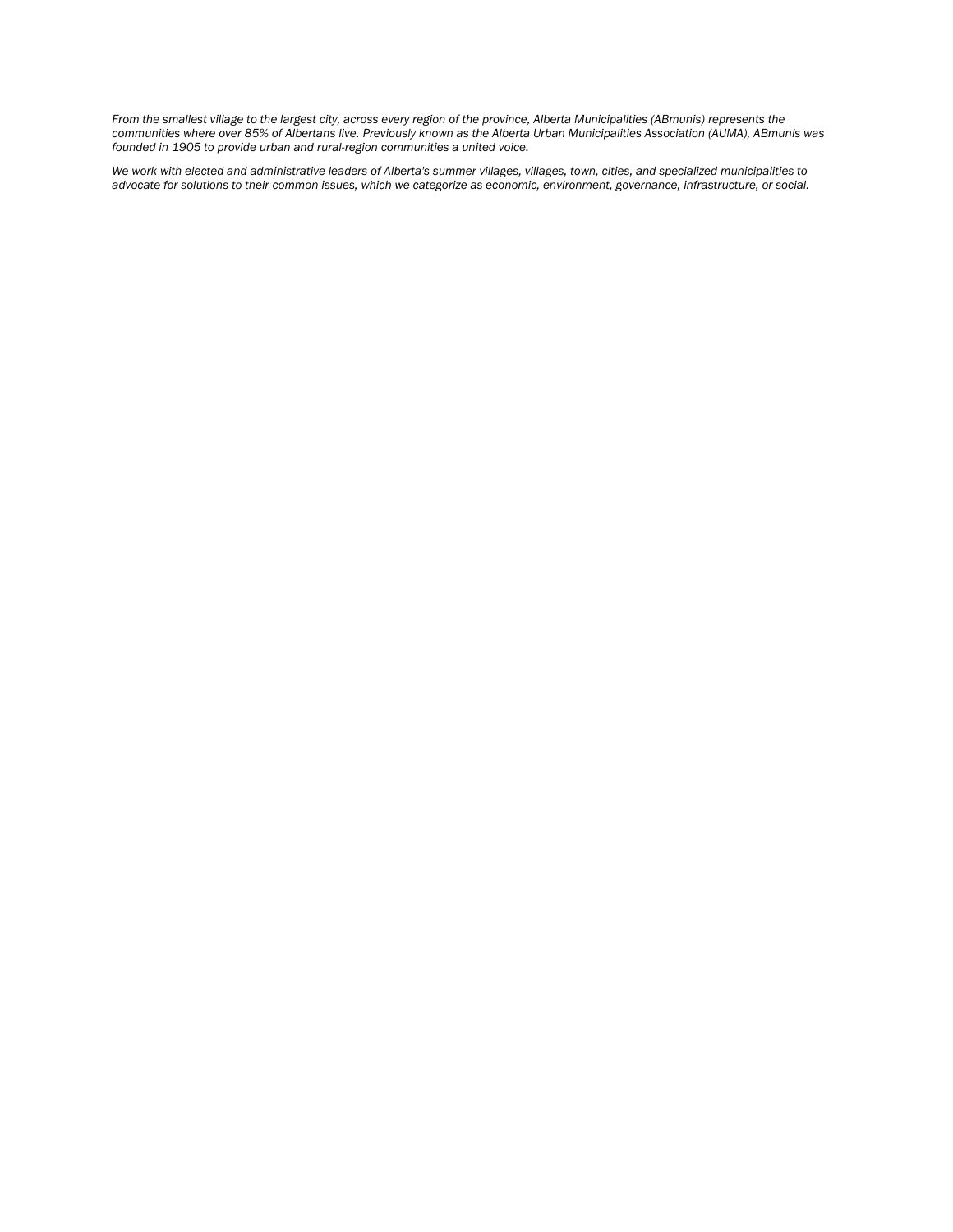*From the smallest village to the largest city, across every region of the province, Alberta Municipalities (ABmunis) represents the communities where over 85% of Albertans live. Previously known as the Alberta Urban Municipalities Association (AUMA), ABmunis was founded in 1905 to provide urban and rural-region communities a united voice.*

*We work with elected and administrative leaders of Alberta's summer villages, villages, town, cities, and specialized municipalities to advocate for solutions to their common issues, which we categorize as economic, environment, governance, infrastructure, or social.*